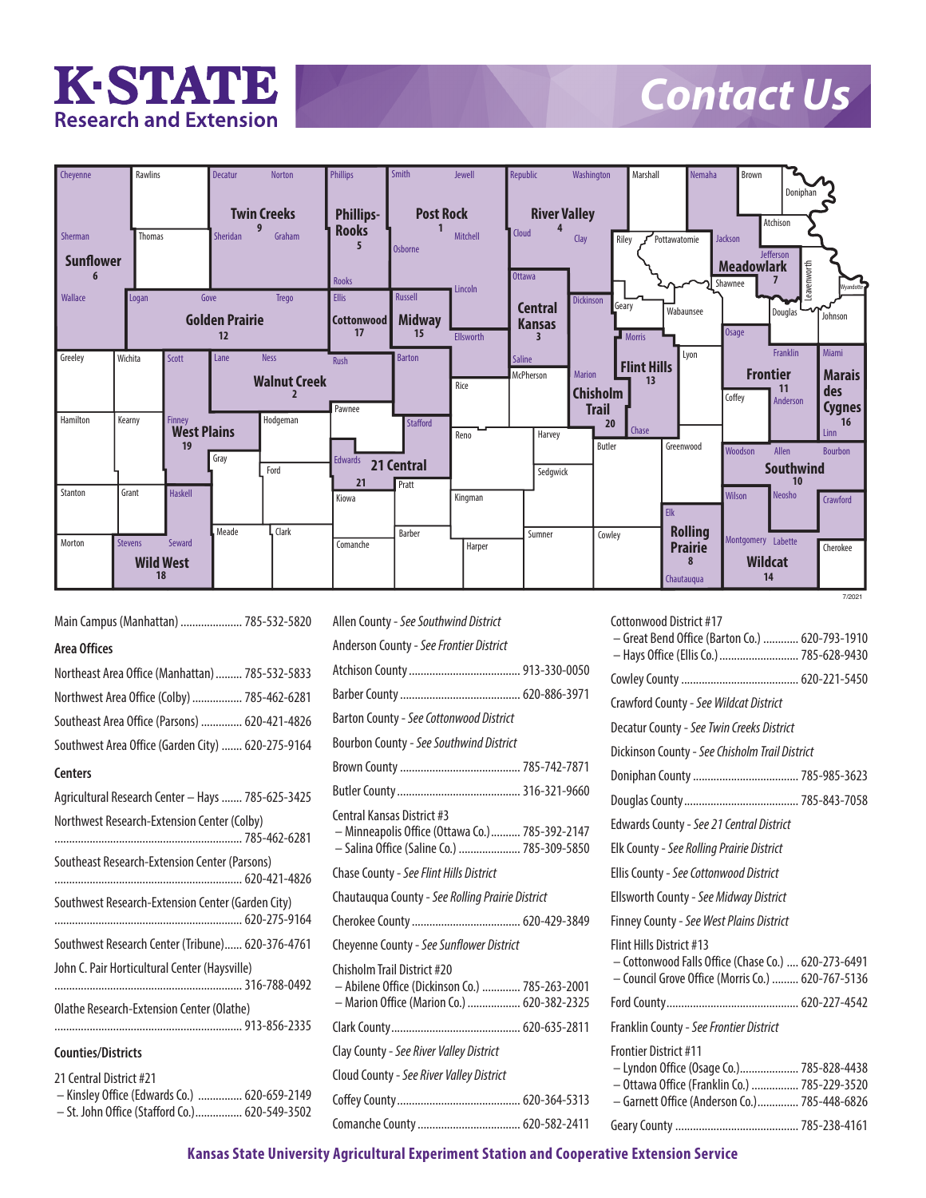# K-STATE Research and Extension

# Contact Us

Twin Creeks 9 — Decatur, Norton, Sheridan, Graham
Phillips-Rooks 5 — Phillips, Rooks
Post Rock 1 — Smith, Jewell, Osborne, Mitchell, Lincoln
River Valley 4 — Republic, Washington, Cloud, Clay
Sunflower 6 — Cheyenne, Sherman, Wallace
Meadowlark 7 — Nemaha, Jackson, Jefferson
Golden Prairie 12 — Logan, Gove, Trego
Cottonwood 17 — Ellis, Barton
Midway 15 — Russell, Ellsworth
Central Kansas 3 — Ottawa, Saline
Flint Hills 13 — Morris, Chase
Walnut Creek 2 — Lane, Ness, Rush
Chisholm Trail 20 — Dickinson, Marion
Frontier 11 — Osage, Franklin, Anderson
Marais des Cygnes 16 — Miami, Linn
West Plains 19 — Scott, Finney
21 Central 21 — Stafford, Edwards
Southwind 10 — Woodson, Allen, Bourbon, Neosho
Rolling Prairie 8 — Elk, Chautauqua
Wildcat 14 — Wilson, Montgomery, Labette, Crawford
Wild West 18 — Haskell, Stevens, Seward

7/2021

Main Campus (Manhattan) ..................... 785-532-5820

### Area Offices

Northeast Area Office (Manhattan) ......... 785-532-5833

Northwest Area Office (Colby) ................. 785-462-6281

Southeast Area Office (Parsons) .............. 620-421-4826

Southwest Area Office (Garden City) ....... 620-275-9164

### Centers

Agricultural Research Center – Hays ....... 785-625-3425

Northwest Research-Extension Center (Colby) ................................................................ 785-462-6281

Southeast Research-Extension Center (Parsons) ................................................................ 620-421-4826

Southwest Research-Extension Center (Garden City) ................................................................ 620-275-9164

Southwest Research Center (Tribune)...... 620-376-4761

John C. Pair Horticultural Center (Haysville) ................................................................ 316-788-0492

Olathe Research-Extension Center (Olathe) ................................................................ 913-856-2335

### Counties/Districts

21 Central District #21
– Kinsley Office (Edwards Co.) ............... 620-659-2149
– St. John Office (Stafford Co.)................ 620-549-3502

Allen County - *See Southwind District*

Anderson County - *See Frontier District*

Atchison County ...................................... 913-330-0050

Barber County ......................................... 620-886-3971

Barton County - *See Cottonwood District*

Bourbon County - *See Southwind District*

Brown County ......................................... 785-742-7871

Butler County .......................................... 316-321-9660

Central Kansas District #3
– Minneapolis Office (Ottawa Co.).......... 785-392-2147
– Salina Office (Saline Co.) ..................... 785-309-5850

Chase County - *See Flint Hills District*

Chautauqua County - *See Rolling Prairie District*

Cherokee County .................................... 620-429-3849

Cheyenne County - *See Sunflower District*

Chisholm Trail District #20
– Abilene Office (Dickinson Co.) ............. 785-263-2001
– Marion Office (Marion Co.) .................. 620-382-2325

Clark County ............................................ 620-635-2811

Clay County - *See River Valley District*

Cloud County - *See River Valley District*

Coffey County .......................................... 620-364-5313

Comanche County ................................... 620-582-2411

Cottonwood District #17
– Great Bend Office (Barton Co.) ............ 620-793-1910
– Hays Office (Ellis Co.) ........................... 785-628-9430

Cowley County ........................................ 620-221-5450

Crawford County - *See Wildcat District*

Decatur County - *See Twin Creeks District*

Dickinson County - *See Chisholm Trail District*

Doniphan County .................................... 785-985-3623

Douglas County ....................................... 785-843-7058

Edwards County - *See 21 Central District*

Elk County - *See Rolling Prairie District*

Ellis County - *See Cottonwood District*

Ellsworth County - *See Midway District*

Finney County - *See West Plains District*

Flint Hills District #13
– Cottonwood Falls Office (Chase Co.) .... 620-273-6491
– Council Grove Office (Morris Co.) ......... 620-767-5136

Ford County ............................................. 620-227-4542

Franklin County - *See Frontier District*

Frontier District #11
– Lyndon Office (Osage Co.).................... 785-828-4438
– Ottawa Office (Franklin Co.) ................ 785-229-3520
– Garnett Office (Anderson Co.).............. 785-448-6826

Geary County .......................................... 785-238-4161

**Kansas State University Agricultural Experiment Station and Cooperative Extension Service**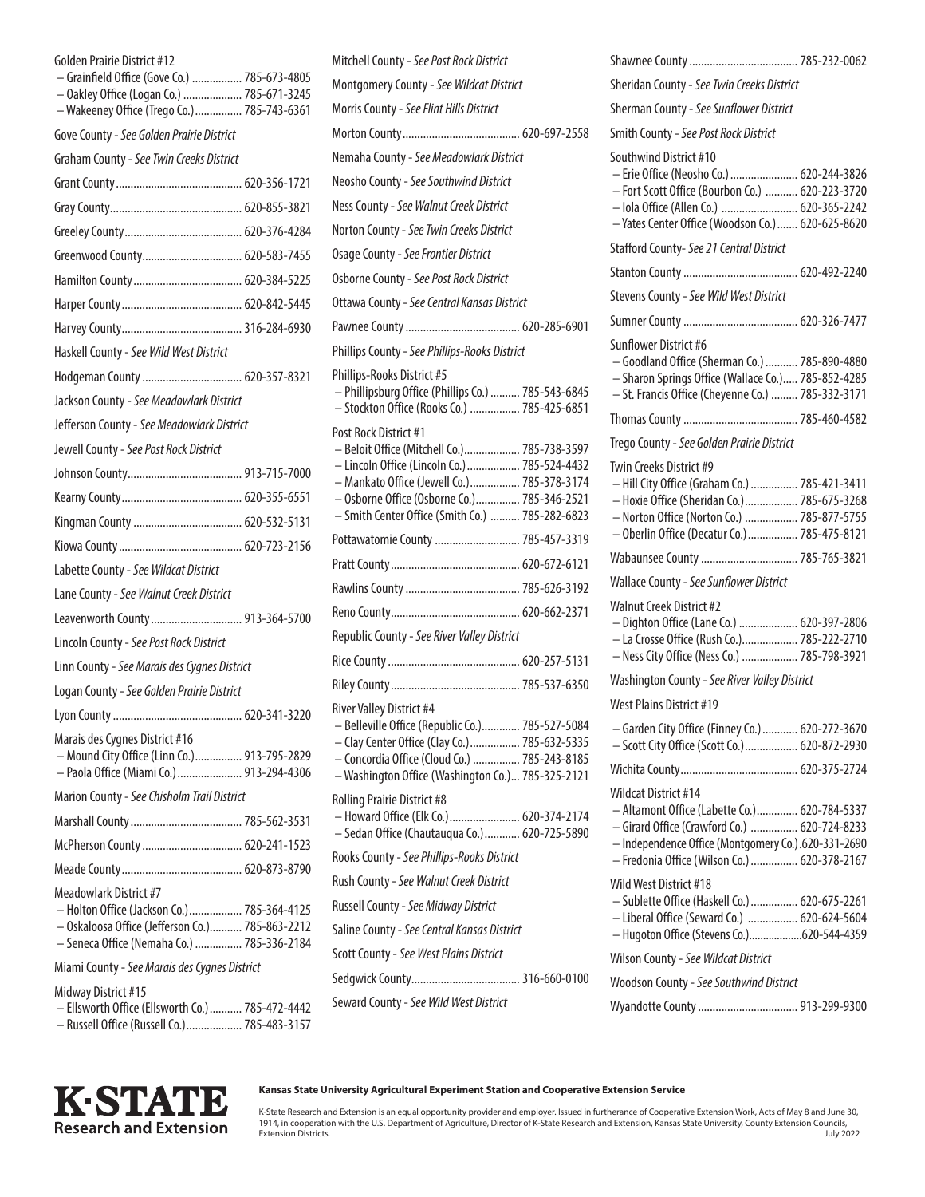Golden Prairie District #12
- Grainfield Office (Gove Co.) ................. 785-673-4805
- Oakley Office (Logan Co.) .................... 785-671-3245
- Wakeeney Office (Trego Co.)................ 785-743-6361

Gove County - *See Golden Prairie District*

Graham County - *See Twin Creeks District*

Grant County........................................... 620-356-1721

Gray County............................................. 620-855-3821

Greeley County........................................ 620-376-4284

Greenwood County.................................. 620-583-7455

Hamilton County..................................... 620-384-5225

Harper County......................................... 620-842-5445

Harvey County......................................... 316-284-6930

Haskell County - *See Wild West District*

Hodgeman County .................................. 620-357-8321

Jackson County - *See Meadowlark District*

Jefferson County - *See Meadowlark District*

Jewell County - *See Post Rock District*

Johnson County....................................... 913-715-7000

Kearny County......................................... 620-355-6551

Kingman County ..................................... 620-532-5131

Kiowa County.......................................... 620-723-2156

Labette County - *See Wildcat District*

Lane County - *See Walnut Creek District*

Leavenworth County ............................... 913-364-5700

Lincoln County - *See Post Rock District*

Linn County - *See Marais des Cygnes District*

Logan County - *See Golden Prairie District*

Lyon County ............................................ 620-341-3220

Marais des Cygnes District #16
- Mound City Office (Linn Co.)................ 913-795-2829
- Paola Office (Miami Co.)...................... 913-294-4306

Marion County - *See Chisholm Trail District*

Marshall County...................................... 785-562-3531

McPherson County .................................. 620-241-1523

Meade County......................................... 620-873-8790

Meadowlark District #7
- Holton Office (Jackson Co.).................. 785-364-4125
- Oskaloosa Office (Jefferson Co.)........... 785-863-2212
- Seneca Office (Nemaha Co.) ................ 785-336-2184

Miami County - *See Marais des Cygnes District*

Midway District #15
- Ellsworth Office (Ellsworth Co.)........... 785-472-4442
- Russell Office (Russell Co.)................... 785-483-3157

Mitchell County - *See Post Rock District*

Montgomery County - *See Wildcat District*

Morris County - *See Flint Hills District*

Morton County........................................ 620-697-2558

Nemaha County - *See Meadowlark District*

Neosho County - *See Southwind District*

Ness County - *See Walnut Creek District*

Norton County - *See Twin Creeks District*

Osage County - *See Frontier District*

Osborne County - *See Post Rock District*

Ottawa County - *See Central Kansas District*

Pawnee County ....................................... 620-285-6901

Phillips County - *See Phillips-Rooks District*

Phillips-Rooks District #5
- Phillipsburg Office (Phillips Co.) .......... 785-543-6845
- Stockton Office (Rooks Co.) ................. 785-425-6851

Post Rock District #1
- Beloit Office (Mitchell Co.)................... 785-738-3597
- Lincoln Office (Lincoln Co.).................. 785-524-4432
- Mankato Office (Jewell Co.)................. 785-378-3174
- Osborne Office (Osborne Co.)............... 785-346-2521
- Smith Center Office (Smith Co.) .......... 785-282-6823

Pottawatomie County ............................. 785-457-3319

Pratt County............................................ 620-672-6121

Rawlins County ....................................... 785-626-3192

Reno County............................................ 620-662-2371

Republic County - *See River Valley District*

Rice County ............................................. 620-257-5131

Riley County............................................ 785-537-6350

River Valley District #4
- Belleville Office (Republic Co.)............. 785-527-5084
- Clay Center Office (Clay Co.)................. 785-632-5335
- Concordia Office (Cloud Co.) ................ 785-243-8185
- Washington Office (Washington Co.)... 785-325-2121

Rolling Prairie District #8
- Howard Office (Elk Co.)........................ 620-374-2174
- Sedan Office (Chautauqua Co.)............ 620-725-5890

Rooks County - *See Phillips-Rooks District*

Rush County - *See Walnut Creek District*

Russell County - *See Midway District*

Saline County - *See Central Kansas District*

Scott County - *See West Plains District*

Sedgwick County..................................... 316-660-0100

Seward County - *See Wild West District*

Shawnee County ..................................... 785-232-0062

Sheridan County - *See Twin Creeks District*

Sherman County - *See Sunflower District*

Smith County - *See Post Rock District*

Southwind District #10
- Erie Office (Neosho Co.) ....................... 620-244-3826
- Fort Scott Office (Bourbon Co.) ........... 620-223-3720
- Iola Office (Allen Co.) .......................... 620-365-2242
- Yates Center Office (Woodson Co.)....... 620-625-8620

Stafford County- *See 21 Central District*

Stanton County ....................................... 620-492-2240

Stevens County - *See Wild West District*

Sumner County ....................................... 620-326-7477

Sunflower District #6
- Goodland Office (Sherman Co.) ........... 785-890-4880
- Sharon Springs Office (Wallace Co.)..... 785-852-4285
- St. Francis Office (Cheyenne Co.) ......... 785-332-3171

Thomas County ....................................... 785-460-4582

Trego County - *See Golden Prairie District*

Twin Creeks District #9
- Hill City Office (Graham Co.) ................ 785-421-3411
- Hoxie Office (Sheridan Co.).................. 785-675-3268
- Norton Office (Norton Co.) .................. 785-877-5755
- Oberlin Office (Decatur Co.)................. 785-475-8121

Wabaunsee County ................................. 785-765-3821

Wallace County - *See Sunflower District*

Walnut Creek District #2
- Dighton Office (Lane Co.) .................... 620-397-2806
- La Crosse Office (Rush Co.)................... 785-222-2710
- Ness City Office (Ness Co.) ................... 785-798-3921

Washington County - *See River Valley District*

West Plains District #19
- Garden City Office (Finney Co.)............ 620-272-3670
- Scott City Office (Scott Co.).................. 620-872-2930

Wichita County........................................ 620-375-2724

Wildcat District #14
- Altamont Office (Labette Co.).............. 620-784-5337
- Girard Office (Crawford Co.) ................ 620-724-8233
- Independence Office (Montgomery Co.) .620-331-2690
- Fredonia Office (Wilson Co.)................ 620-378-2167

Wild West District #18
- Sublette Office (Haskell Co.)................ 620-675-2261
- Liberal Office (Seward Co.) ................. 620-624-5604
- Hugoton Office (Stevens Co.)..................620-544-4359

Wilson County - *See Wildcat District*

Woodson County - *See Southwind District*

Wyandotte County .................................. 913-299-9300

**K·STATE Research and Extension**

**Kansas State University Agricultural Experiment Station and Cooperative Extension Service**

K-State Research and Extension is an equal opportunity provider and employer. Issued in furtherance of Cooperative Extension Work, Acts of May 8 and June 30, 1914, in cooperation with the U.S. Department of Agriculture, Director of K-State Research and Extension, Kansas State University, County Extension Councils, Extension Districts. July 2022